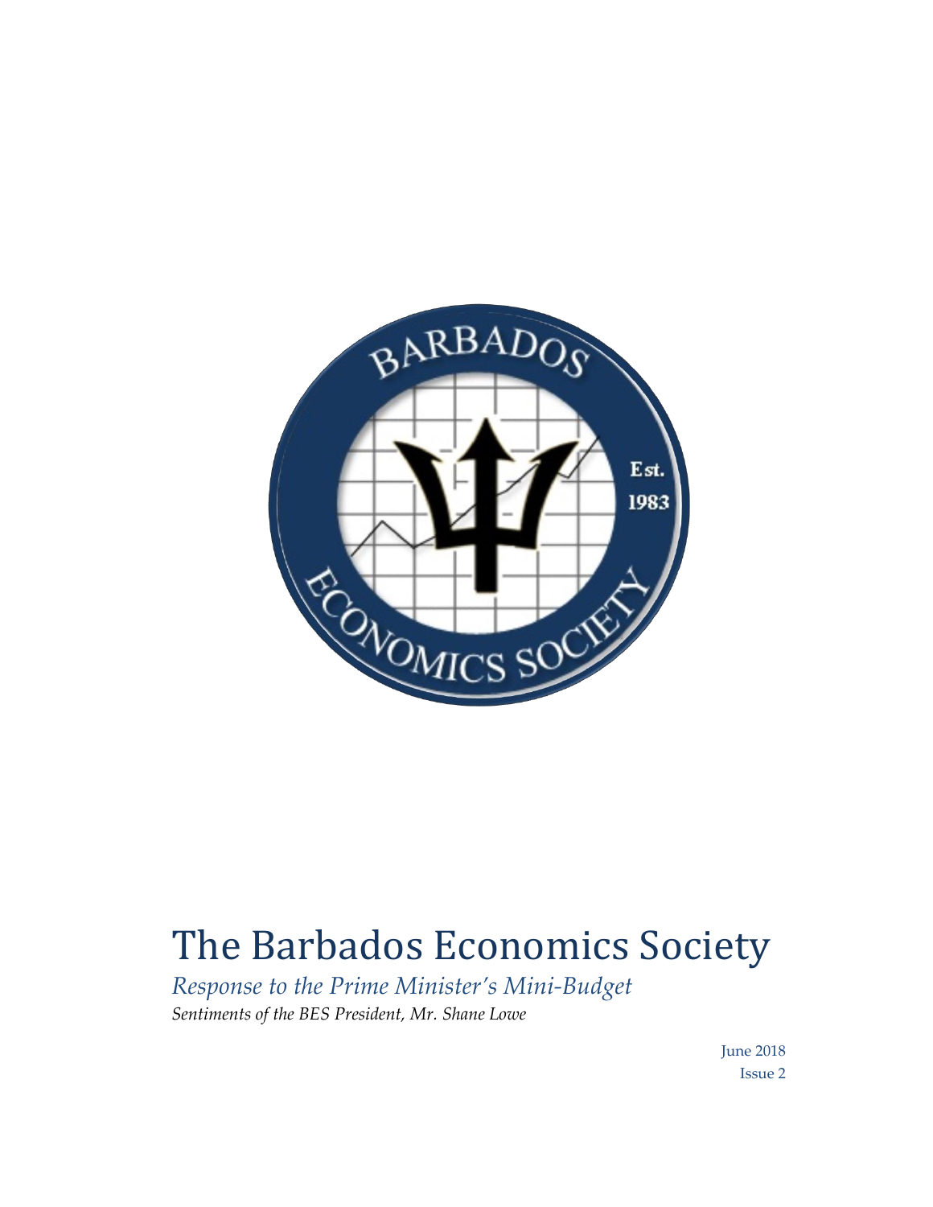# The Barbados Economics Society

*Response to the Prime Minister's Mini-Budget*

*Sentiments of the BES President, Mr. Shane Lowe*

June 2018

Issue 2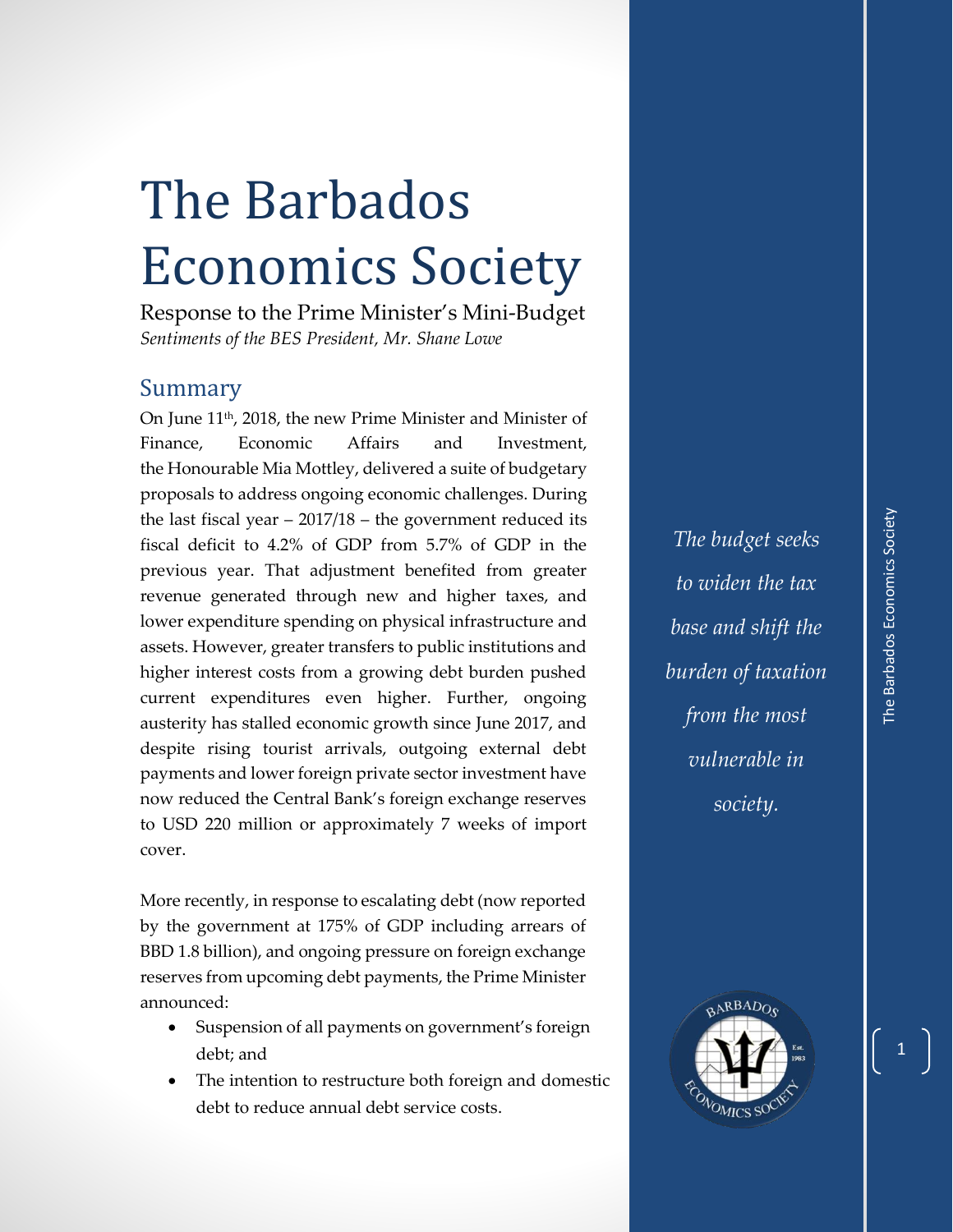# The Barbados Economics Society

Response to the Prime Minister's Mini-Budget

*Sentiments of the BES President, Mr. Shane Lowe*

## Summary

On June 11th, 2018, the new Prime Minister and Minister of Finance, Economic Affairs and Investment, the Honourable Mia Mottley, delivered a suite of budgetary proposals to address ongoing economic challenges. During the last fiscal year – 2017/18 – the government reduced its fiscal deficit to 4.2% of GDP from 5.7% of GDP in the previous year. That adjustment benefited from greater revenue generated through new and higher taxes, and lower expenditure spending on physical infrastructure and assets. However, greater transfers to public institutions and higher interest costs from a growing debt burden pushed current expenditures even higher. Further, ongoing austerity has stalled economic growth since June 2017, and despite rising tourist arrivals, outgoing external debt payments and lower foreign private sector investment have now reduced the Central Bank's foreign exchange reserves to USD 220 million or approximately 7 weeks of import cover.

More recently, in response to escalating debt (now reported by the government at 175% of GDP including arrears of BBD 1.8 billion), and ongoing pressure on foreign exchange reserves from upcoming debt payments, the Prime Minister announced:

- Suspension of all payments on government's foreign debt; and
- The intention to restructure both foreign and domestic debt to reduce annual debt service costs.

*The budget seeks to widen the tax base and shift the burden of taxation from the most vulnerable in society.*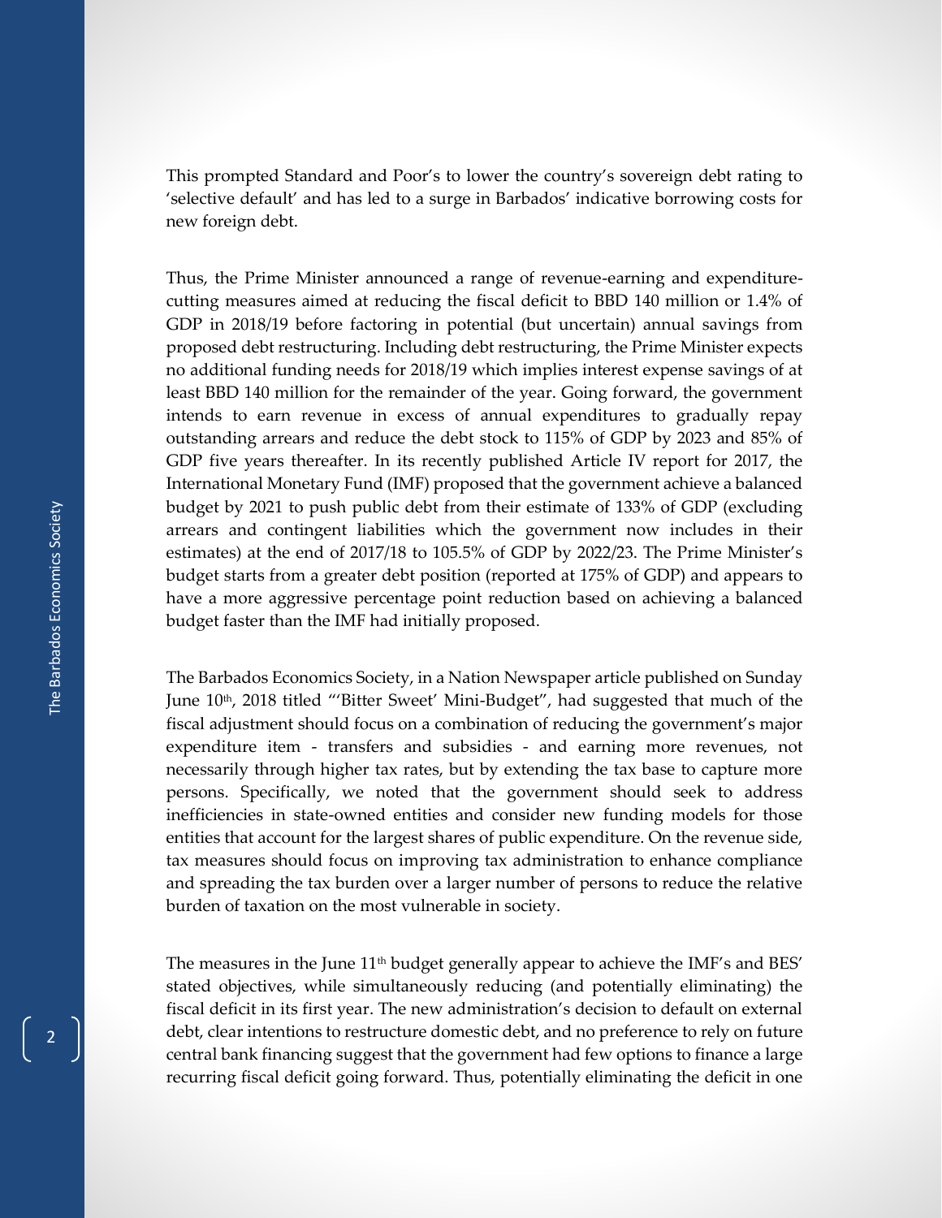This prompted Standard and Poor's to lower the country's sovereign debt rating to 'selective default' and has led to a surge in Barbados' indicative borrowing costs for new foreign debt.

Thus, the Prime Minister announced a range of revenue-earning and expenditure-cutting measures aimed at reducing the fiscal deficit to BBD 140 million or 1.4% of GDP in 2018/19 before factoring in potential (but uncertain) annual savings from proposed debt restructuring. Including debt restructuring, the Prime Minister expects no additional funding needs for 2018/19 which implies interest expense savings of at least BBD 140 million for the remainder of the year. Going forward, the government intends to earn revenue in excess of annual expenditures to gradually repay outstanding arrears and reduce the debt stock to 115% of GDP by 2023 and 85% of GDP five years thereafter. In its recently published Article IV report for 2017, the International Monetary Fund (IMF) proposed that the government achieve a balanced budget by 2021 to push public debt from their estimate of 133% of GDP (excluding arrears and contingent liabilities which the government now includes in their estimates) at the end of 2017/18 to 105.5% of GDP by 2022/23. The Prime Minister's budget starts from a greater debt position (reported at 175% of GDP) and appears to have a more aggressive percentage point reduction based on achieving a balanced budget faster than the IMF had initially proposed.

The Barbados Economics Society, in a Nation Newspaper article published on Sunday June 10th, 2018 titled "'Bitter Sweet' Mini-Budget", had suggested that much of the fiscal adjustment should focus on a combination of reducing the government's major expenditure item - transfers and subsidies - and earning more revenues, not necessarily through higher tax rates, but by extending the tax base to capture more persons. Specifically, we noted that the government should seek to address inefficiencies in state-owned entities and consider new funding models for those entities that account for the largest shares of public expenditure. On the revenue side, tax measures should focus on improving tax administration to enhance compliance and spreading the tax burden over a larger number of persons to reduce the relative burden of taxation on the most vulnerable in society.

The measures in the June 11th budget generally appear to achieve the IMF's and BES' stated objectives, while simultaneously reducing (and potentially eliminating) the fiscal deficit in its first year. The new administration's decision to default on external debt, clear intentions to restructure domestic debt, and no preference to rely on future central bank financing suggest that the government had few options to finance a large recurring fiscal deficit going forward. Thus, potentially eliminating the deficit in one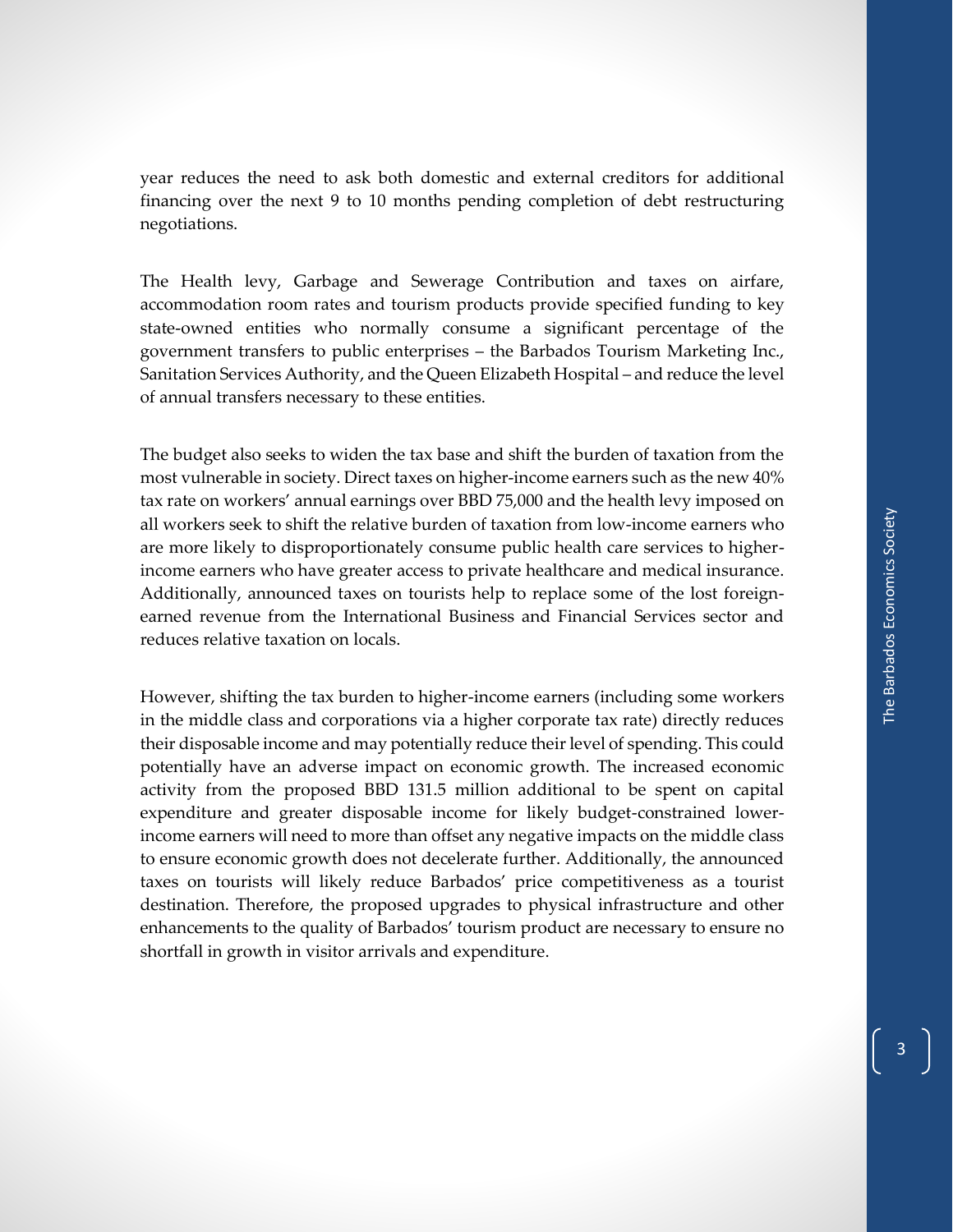year reduces the need to ask both domestic and external creditors for additional financing over the next 9 to 10 months pending completion of debt restructuring negotiations.

The Health levy, Garbage and Sewerage Contribution and taxes on airfare, accommodation room rates and tourism products provide specified funding to key state-owned entities who normally consume a significant percentage of the government transfers to public enterprises – the Barbados Tourism Marketing Inc., Sanitation Services Authority, and the Queen Elizabeth Hospital – and reduce the level of annual transfers necessary to these entities.

The budget also seeks to widen the tax base and shift the burden of taxation from the most vulnerable in society. Direct taxes on higher-income earners such as the new 40% tax rate on workers' annual earnings over BBD 75,000 and the health levy imposed on all workers seek to shift the relative burden of taxation from low-income earners who are more likely to disproportionately consume public health care services to higher-income earners who have greater access to private healthcare and medical insurance. Additionally, announced taxes on tourists help to replace some of the lost foreign-earned revenue from the International Business and Financial Services sector and reduces relative taxation on locals.

However, shifting the tax burden to higher-income earners (including some workers in the middle class and corporations via a higher corporate tax rate) directly reduces their disposable income and may potentially reduce their level of spending. This could potentially have an adverse impact on economic growth. The increased economic activity from the proposed BBD 131.5 million additional to be spent on capital expenditure and greater disposable income for likely budget-constrained lower-income earners will need to more than offset any negative impacts on the middle class to ensure economic growth does not decelerate further. Additionally, the announced taxes on tourists will likely reduce Barbados' price competitiveness as a tourist destination. Therefore, the proposed upgrades to physical infrastructure and other enhancements to the quality of Barbados' tourism product are necessary to ensure no shortfall in growth in visitor arrivals and expenditure.